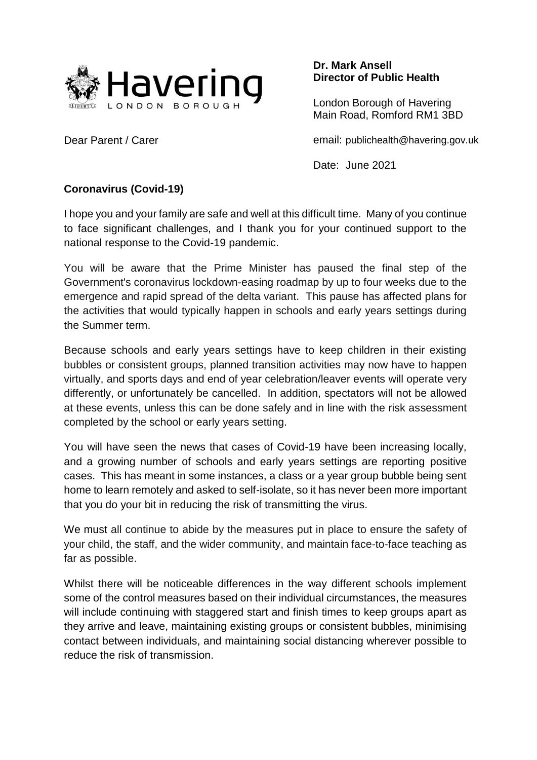Havering LONDON BOROUGH

**Dr. Mark Ansell**
**Director of Public Health**

London Borough of Havering
Main Road, Romford RM1 3BD

email: publichealth@havering.gov.uk

Date: June 2021

Dear Parent / Carer

**Coronavirus (Covid-19)**

I hope you and your family are safe and well at this difficult time. Many of you continue to face significant challenges, and I thank you for your continued support to the national response to the Covid-19 pandemic.

You will be aware that the Prime Minister has paused the final step of the Government's coronavirus lockdown-easing roadmap by up to four weeks due to the emergence and rapid spread of the delta variant. This pause has affected plans for the activities that would typically happen in schools and early years settings during the Summer term.

Because schools and early years settings have to keep children in their existing bubbles or consistent groups, planned transition activities may now have to happen virtually, and sports days and end of year celebration/leaver events will operate very differently, or unfortunately be cancelled. In addition, spectators will not be allowed at these events, unless this can be done safely and in line with the risk assessment completed by the school or early years setting.

You will have seen the news that cases of Covid-19 have been increasing locally, and a growing number of schools and early years settings are reporting positive cases. This has meant in some instances, a class or a year group bubble being sent home to learn remotely and asked to self-isolate, so it has never been more important that you do your bit in reducing the risk of transmitting the virus.

We must all continue to abide by the measures put in place to ensure the safety of your child, the staff, and the wider community, and maintain face-to-face teaching as far as possible.

Whilst there will be noticeable differences in the way different schools implement some of the control measures based on their individual circumstances, the measures will include continuing with staggered start and finish times to keep groups apart as they arrive and leave, maintaining existing groups or consistent bubbles, minimising contact between individuals, and maintaining social distancing wherever possible to reduce the risk of transmission.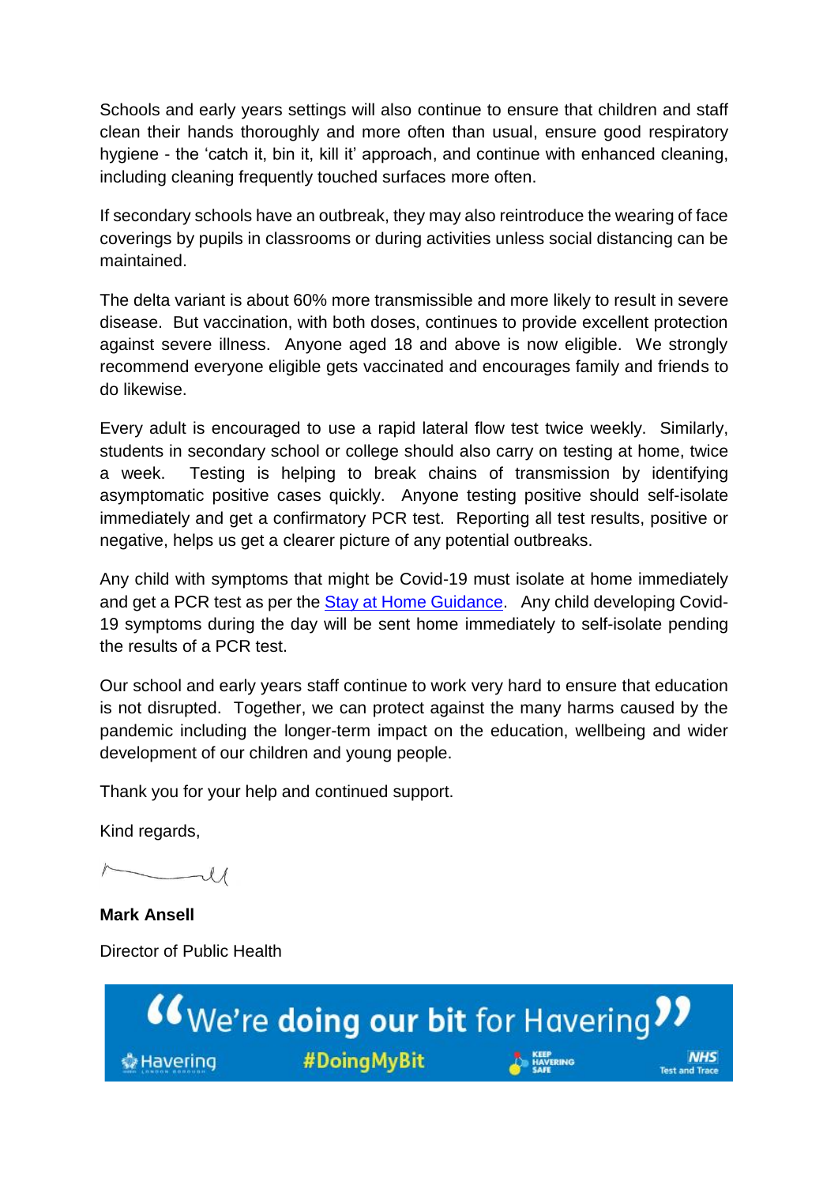Schools and early years settings will also continue to ensure that children and staff clean their hands thoroughly and more often than usual, ensure good respiratory hygiene - the 'catch it, bin it, kill it' approach, and continue with enhanced cleaning, including cleaning frequently touched surfaces more often.

If secondary schools have an outbreak, they may also reintroduce the wearing of face coverings by pupils in classrooms or during activities unless social distancing can be maintained.

The delta variant is about 60% more transmissible and more likely to result in severe disease. But vaccination, with both doses, continues to provide excellent protection against severe illness. Anyone aged 18 and above is now eligible. We strongly recommend everyone eligible gets vaccinated and encourages family and friends to do likewise.

Every adult is encouraged to use a rapid lateral flow test twice weekly. Similarly, students in secondary school or college should also carry on testing at home, twice a week. Testing is helping to break chains of transmission by identifying asymptomatic positive cases quickly. Anyone testing positive should self-isolate immediately and get a confirmatory PCR test. Reporting all test results, positive or negative, helps us get a clearer picture of any potential outbreaks.

Any child with symptoms that might be Covid-19 must isolate at home immediately and get a PCR test as per the Stay at Home Guidance. Any child developing Covid-19 symptoms during the day will be sent home immediately to self-isolate pending the results of a PCR test.

Our school and early years staff continue to work very hard to ensure that education is not disrupted. Together, we can protect against the many harms caused by the pandemic including the longer-term impact on the education, wellbeing and wider development of our children and young people.

Thank you for your help and continued support.

Kind regards,

**Mark Ansell**

Director of Public Health

"We're **doing our bit** for Havering"

Havering #DoingMyBit KEEP HAVERING SAFE NHS Test and Trace